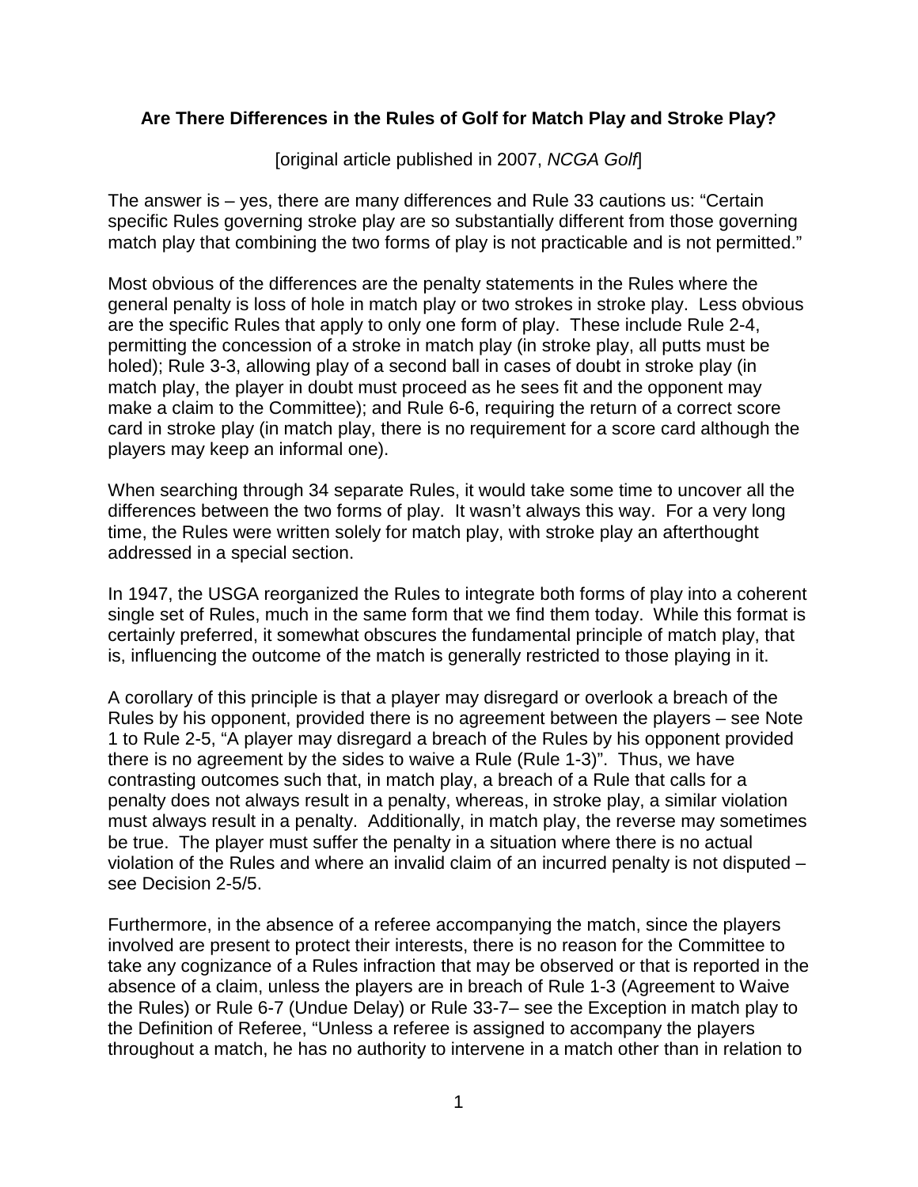**Are There Differences in the Rules of Golf for Match Play and Stroke Play?**

[original article published in 2007, *NCGA Golf*]

The answer is – yes, there are many differences and Rule 33 cautions us: "Certain specific Rules governing stroke play are so substantially different from those governing match play that combining the two forms of play is not practicable and is not permitted."

Most obvious of the differences are the penalty statements in the Rules where the general penalty is loss of hole in match play or two strokes in stroke play. Less obvious are the specific Rules that apply to only one form of play. These include Rule 2-4, permitting the concession of a stroke in match play (in stroke play, all putts must be holed); Rule 3-3, allowing play of a second ball in cases of doubt in stroke play (in match play, the player in doubt must proceed as he sees fit and the opponent may make a claim to the Committee); and Rule 6-6, requiring the return of a correct score card in stroke play (in match play, there is no requirement for a score card although the players may keep an informal one).

When searching through 34 separate Rules, it would take some time to uncover all the differences between the two forms of play. It wasn't always this way. For a very long time, the Rules were written solely for match play, with stroke play an afterthought addressed in a special section.

In 1947, the USGA reorganized the Rules to integrate both forms of play into a coherent single set of Rules, much in the same form that we find them today. While this format is certainly preferred, it somewhat obscures the fundamental principle of match play, that is, influencing the outcome of the match is generally restricted to those playing in it.

A corollary of this principle is that a player may disregard or overlook a breach of the Rules by his opponent, provided there is no agreement between the players – see Note 1 to Rule 2-5, "A player may disregard a breach of the Rules by his opponent provided there is no agreement by the sides to waive a Rule (Rule 1-3)". Thus, we have contrasting outcomes such that, in match play, a breach of a Rule that calls for a penalty does not always result in a penalty, whereas, in stroke play, a similar violation must always result in a penalty. Additionally, in match play, the reverse may sometimes be true. The player must suffer the penalty in a situation where there is no actual violation of the Rules and where an invalid claim of an incurred penalty is not disputed – see Decision 2-5/5.

Furthermore, in the absence of a referee accompanying the match, since the players involved are present to protect their interests, there is no reason for the Committee to take any cognizance of a Rules infraction that may be observed or that is reported in the absence of a claim, unless the players are in breach of Rule 1-3 (Agreement to Waive the Rules) or Rule 6-7 (Undue Delay) or Rule 33-7– see the Exception in match play to the Definition of Referee, "Unless a referee is assigned to accompany the players throughout a match, he has no authority to intervene in a match other than in relation to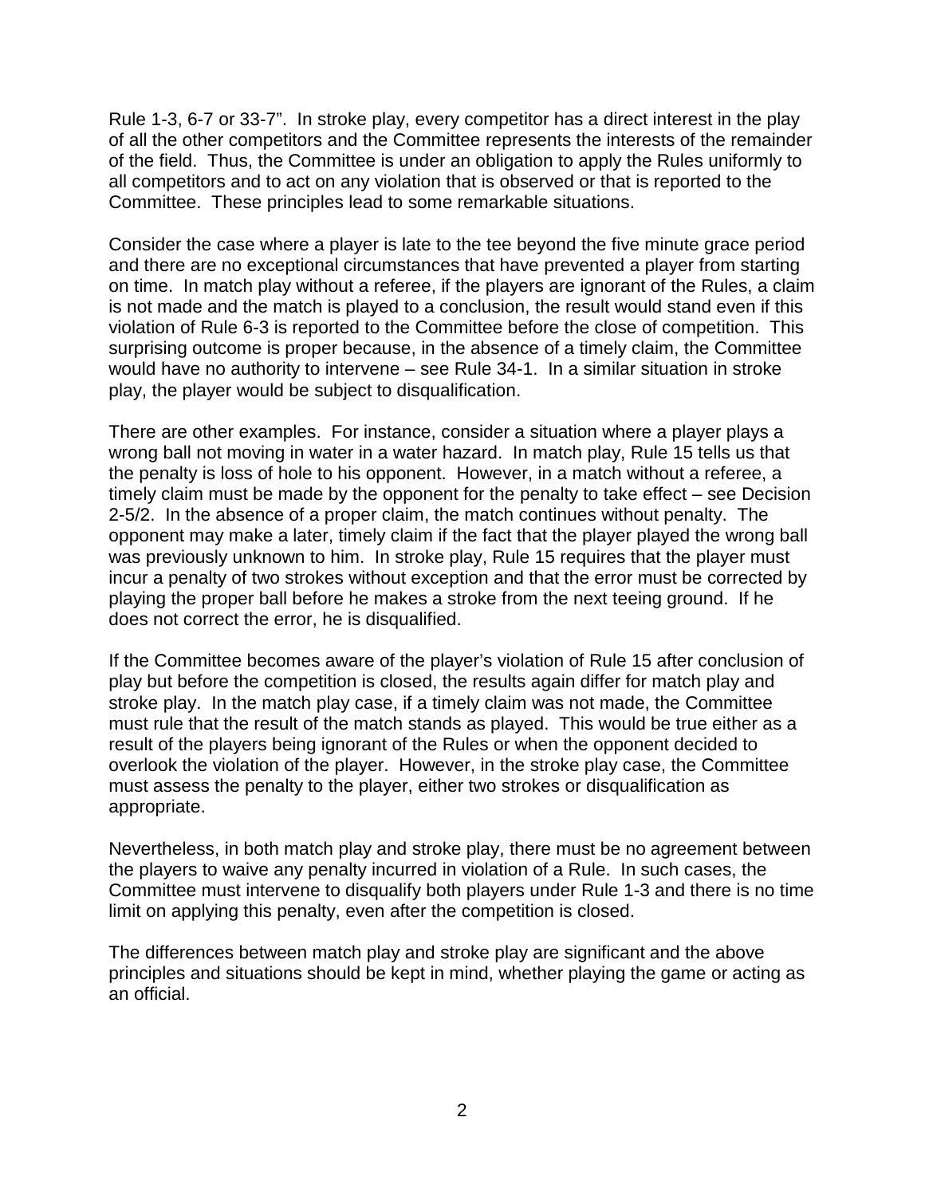Rule 1-3, 6-7 or 33-7". In stroke play, every competitor has a direct interest in the play of all the other competitors and the Committee represents the interests of the remainder of the field. Thus, the Committee is under an obligation to apply the Rules uniformly to all competitors and to act on any violation that is observed or that is reported to the Committee. These principles lead to some remarkable situations.

Consider the case where a player is late to the tee beyond the five minute grace period and there are no exceptional circumstances that have prevented a player from starting on time. In match play without a referee, if the players are ignorant of the Rules, a claim is not made and the match is played to a conclusion, the result would stand even if this violation of Rule 6-3 is reported to the Committee before the close of competition. This surprising outcome is proper because, in the absence of a timely claim, the Committee would have no authority to intervene – see Rule 34-1. In a similar situation in stroke play, the player would be subject to disqualification.

There are other examples. For instance, consider a situation where a player plays a wrong ball not moving in water in a water hazard. In match play, Rule 15 tells us that the penalty is loss of hole to his opponent. However, in a match without a referee, a timely claim must be made by the opponent for the penalty to take effect – see Decision 2-5/2. In the absence of a proper claim, the match continues without penalty. The opponent may make a later, timely claim if the fact that the player played the wrong ball was previously unknown to him. In stroke play, Rule 15 requires that the player must incur a penalty of two strokes without exception and that the error must be corrected by playing the proper ball before he makes a stroke from the next teeing ground. If he does not correct the error, he is disqualified.

If the Committee becomes aware of the player's violation of Rule 15 after conclusion of play but before the competition is closed, the results again differ for match play and stroke play. In the match play case, if a timely claim was not made, the Committee must rule that the result of the match stands as played. This would be true either as a result of the players being ignorant of the Rules or when the opponent decided to overlook the violation of the player. However, in the stroke play case, the Committee must assess the penalty to the player, either two strokes or disqualification as appropriate.

Nevertheless, in both match play and stroke play, there must be no agreement between the players to waive any penalty incurred in violation of a Rule. In such cases, the Committee must intervene to disqualify both players under Rule 1-3 and there is no time limit on applying this penalty, even after the competition is closed.

The differences between match play and stroke play are significant and the above principles and situations should be kept in mind, whether playing the game or acting as an official.